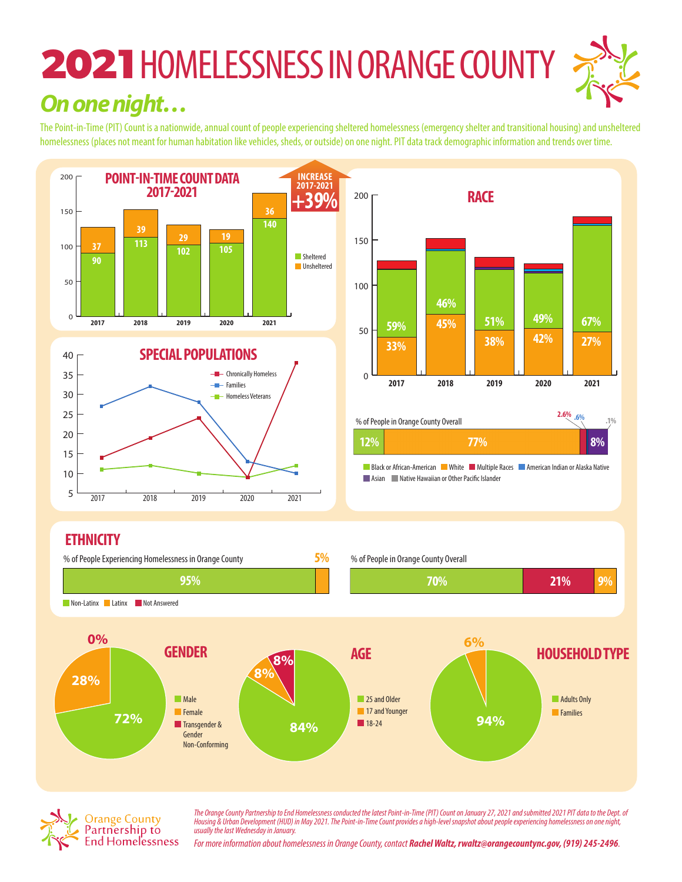# 2021 HOMELESSNESS IN ORANGE COUNTY

## *On one night…*

The Point-in-Time (PIT) Count is a nationwide, annual count of people experiencing sheltered homelessness (emergency shelter and transitional housing) and unsheltered homelessness (places not meant for human habitation like vehicles, sheds, or outside) on one night. PIT data track demographic information and trends over time.

### POINT-IN-TIME COUNT DATA 2017-2021

**INCREASE 2017-2021 +39%**

| Year | Sheltered | Unsheltered |
|---|---|---|
| 2017 | 90 | 37 |
| 2018 | 113 | 39 |
| 2019 | 102 | 29 |
| 2020 | 105 | 19 |
| 2021 | 140 | 36 |

### SPECIAL POPULATIONS

Chronically Homeless, Families, Homeless Veterans (2017–2021)

### RACE

| Year | Black or African-American | White |
|---|---|---|
| 2017 | 59% | 33% |
| 2018 | 46% | 45% |
| 2019 | 51% | 38% |
| 2020 | 49% | 42% |
| 2021 | 67% | 27% |

% of People in Orange County Overall: 12% Black or African-American, 77% White, 2.6% Multiple Races, .6% American Indian or Alaska Native, 8% Asian, .1% Native Hawaiian or Other Pacific Islander

Black or African-American | White | Multiple Races | American Indian or Alaska Native | Asian | Native Hawaiian or Other Pacific Islander

### ETHNICITY

% of People Experiencing Homelessness in Orange County: 95% Non-Latinx, 5% Latinx

% of People in Orange County Overall: 70%, 21%, 9%

Non-Latinx | Latinx | Not Answered

### GENDER

- Male: 72%
- Female: 28%
- Transgender & Gender Non-Conforming: 0%

### AGE

- 25 and Older: 84%
- 17 and Younger: 8%
- 18-24: 8%

### HOUSEHOLD TYPE

- Adults Only: 94%
- Families: 6%

Orange County Partnership to End Homelessness

*The Orange County Partnership to End Homelessness conducted the latest Point-in-Time (PIT) Count on January 27, 2021 and submitted 2021 PIT data to the Dept. of Housing & Urban Development (HUD) in May 2021. The Point-in-Time Count provides a high-level snapshot about people experiencing homelessness on one night, usually the last Wednesday in January.*

*For more information about homelessness in Orange County, contact* ***Rachel Waltz, rwaltz@orangecountync.gov, (919) 245-2496****.*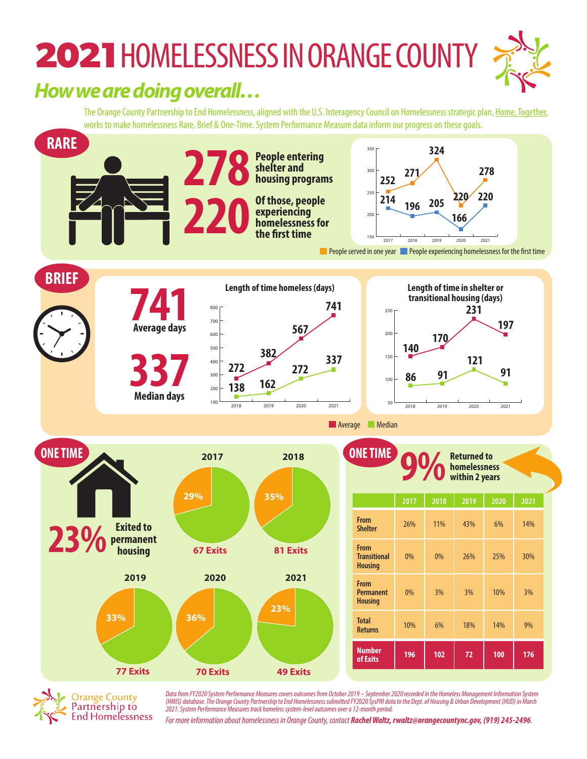# 2021 HOMELESSNESS IN ORANGE COUNTY

## *How we are doing overall…*

The Orange County Partnership to End Homelessness, aligned with the U.S. Interagency Council on Homelessness strategic plan, Home, Together, works to make homelessness Rare, Brief & One-Time. System Performance Measure data inform our progress on these goals.

## RARE

**278** People entering shelter and housing programs

**220** Of those, people experiencing homelessness for the first time

350
300
250
200
150
2017 2018 2019 2020 2021
252 271 324 220 278
214 196 205 166 220

People served in one year
People experiencing homelessness for the first time

## BRIEF

**741** Average days

**337** Median days

Length of time homeless (days)

800
700
600
500
400
300
200
100
2018 2019 2020 2021
272 382 567 741
138 162 272 337

Length of time in shelter or transitional housing (days)

250
200
150
100
50
2018 2019 2020 2021
140 170 231 197
86 91 121 91

Average
Median

## ONE TIME

**23%** Exited to permanent housing

2017
29%
67 Exits

2018
35%
81 Exits

2019
33%
77 Exits

2020
36%
70 Exits

2021
23%
49 Exits

## ONE TIME

**9%** Returned to homelessness within 2 years

| | 2017 | 2018 | 2019 | 2020 | 2021 |
|---|---|---|---|---|---|
| From Shelter | 26% | 11% | 43% | 6% | 14% |
| From Transitional Housing | 0% | 0% | 26% | 25% | 30% |
| From Permanent Housing | 0% | 3% | 3% | 10% | 3% |
| Total Returns | 10% | 6% | 18% | 14% | 9% |
| **Number of Exits** | **196** | **102** | **72** | **100** | **176** |

Orange County Partnership to End Homelessness

*Data from FY2020 System Performance Measures covers outcomes from October 2019 – September 2020 recorded in the Homeless Management Information System (HMIS) database. The Orange County Partnership to End Homelessness submitted FY2020 SysPM data to the Dept. of Housing & Urban Development (HUD) in March 2021. System Performance Measures track homeless system-level outcomes over a 12-month period.*

*For more information about homelessness in Orange County, contact **Rachel Waltz, rwaltz@orangecountync.gov, (919) 245-2496**.*